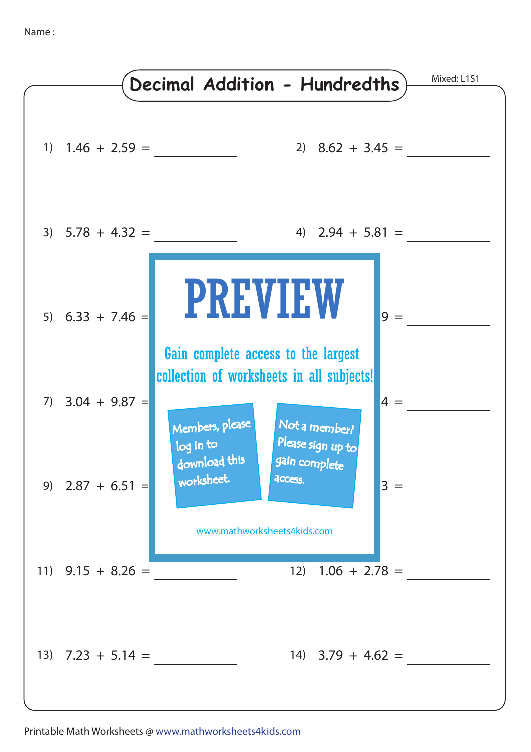Name : ______________________

# Decimal Addition - Hundredths

Mixed: L1S1

1) 1.46 + 2.59 = __________

2) 8.62 + 3.45 = __________

3) 5.78 + 4.32 = __________

4) 2.94 + 5.81 = __________

5) 6.33 + 7.46 = __________

6) ...9 = __________

7) 3.04 + 9.87 = __________

8) ...4 = __________

9) 2.87 + 6.51 = __________

10) ...3 = __________

11) 9.15 + 8.26 = __________

12) 1.06 + 2.78 = __________

13) 7.23 + 5.14 = __________

14) 3.79 + 4.62 = __________

PREVIEW

Gain complete access to the largest collection of worksheets in all subjects!

Members, please log in to download this worksheet.

Not a member? Please sign up to gain complete access.

www.mathworksheets4kids.com

Printable Math Worksheets @ www.mathworksheets4kids.com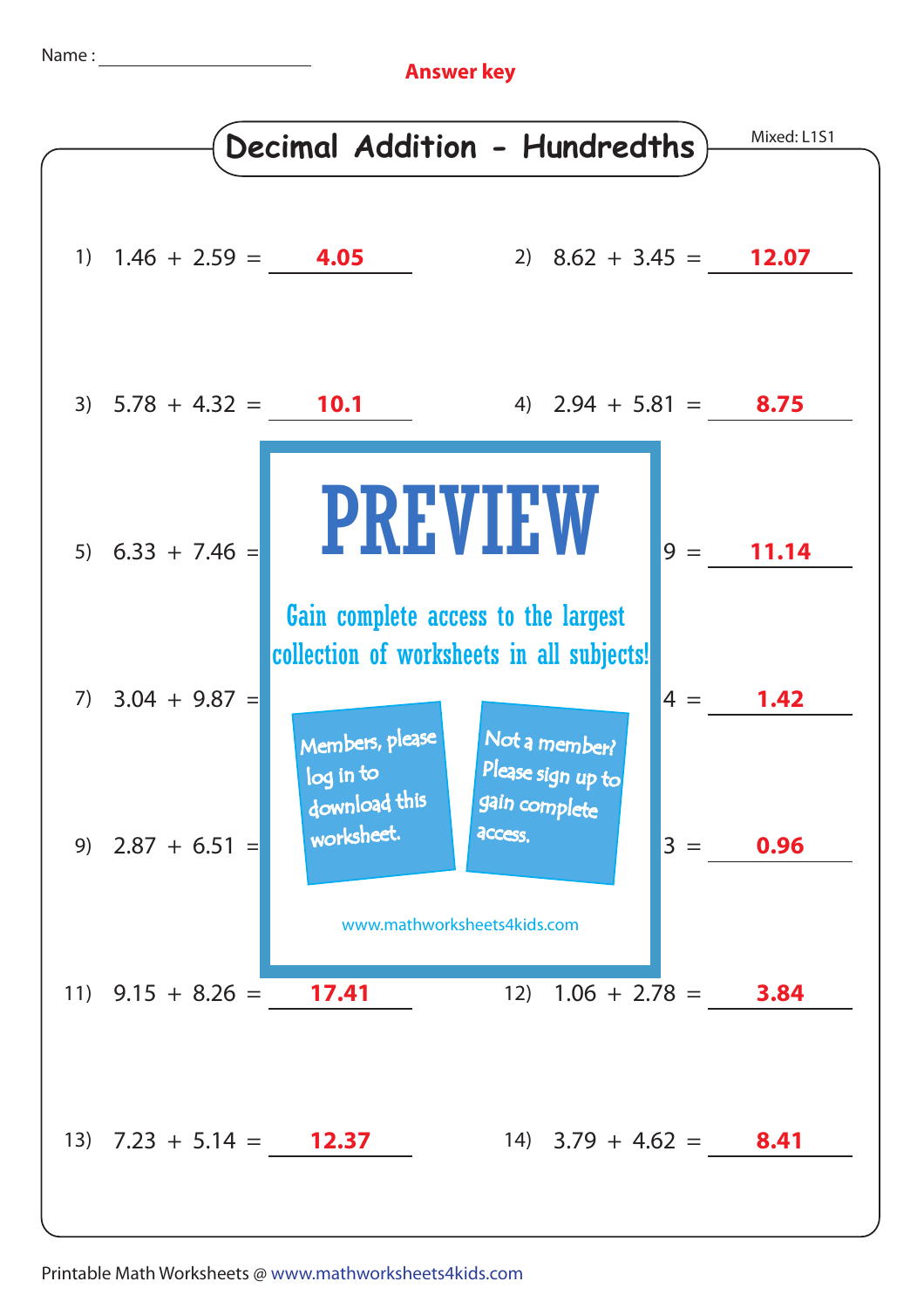Name : ____________________

**Answer key**

# Decimal Addition - Hundredths

Mixed: L1S1

1) 1.46 + 2.59 = **4.05**

2) 8.62 + 3.45 = **12.07**

3) 5.78 + 4.32 = **10.1**

4) 2.94 + 5.81 = **8.75**

5) 6.33 + 7.46 =

6) ...9 = **11.14**

7) 3.04 + 9.87 =

8) ...4 = **1.42**

9) 2.87 + 6.51 =

10) ...3 = **0.96**

11) 9.15 + 8.26 = **17.41**

12) 1.06 + 2.78 = **3.84**

13) 7.23 + 5.14 = **12.37**

14) 3.79 + 4.62 = **8.41**

PREVIEW

Gain complete access to the largest collection of worksheets in all subjects!

Members, please log in to download this worksheet.

Not a member? Please sign up to gain complete access.

www.mathworksheets4kids.com

Printable Math Worksheets @ www.mathworksheets4kids.com